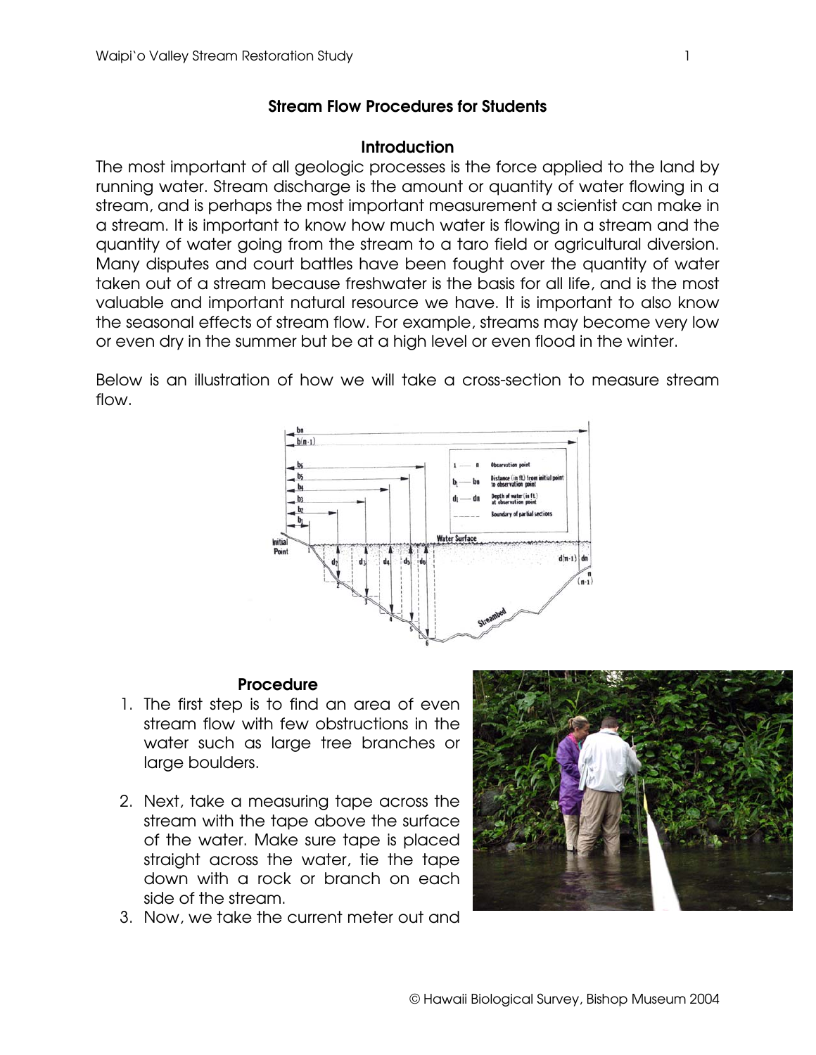## Stream Flow Procedures for Students

### Introduction

The most important of all geologic processes is the force applied to the land by running water. Stream discharge is the amount or quantity of water flowing in a stream, and is perhaps the most important measurement a scientist can make in a stream. It is important to know how much water is flowing in a stream and the quantity of water going from the stream to a taro field or agricultural diversion. Many disputes and court battles have been fought over the quantity of water taken out of a stream because freshwater is the basis for all life, and is the most valuable and important natural resource we have. It is important to also know the seasonal effects of stream flow. For example, streams may become very low or even dry in the summer but be at a high level or even flood in the winter.

Below is an illustration of how we will take a cross-section to measure stream flow.

### Procedure

1. The first step is to find an area of even stream flow with few obstructions in the water such as large tree branches or large boulders.
2. Next, take a measuring tape across the stream with the tape above the surface of the water. Make sure tape is placed straight across the water, tie the tape down with a rock or branch on each side of the stream.
3. Now, we take the current meter out and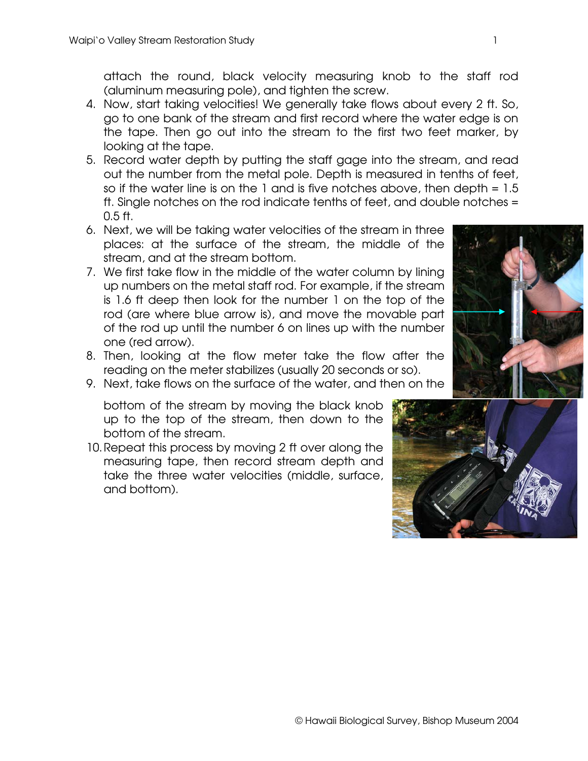attach the round, black velocity measuring knob to the staff rod (aluminum measuring pole), and tighten the screw.

4. Now, start taking velocities! We generally take flows about every 2 ft. So, go to one bank of the stream and first record where the water edge is on the tape. Then go out into the stream to the first two feet marker, by looking at the tape.
5. Record water depth by putting the staff gage into the stream, and read out the number from the metal pole. Depth is measured in tenths of feet, so if the water line is on the 1 and is five notches above, then depth = 1.5 ft. Single notches on the rod indicate tenths of feet, and double notches = 0.5 ft.
6. Next, we will be taking water velocities of the stream in three places: at the surface of the stream, the middle of the stream, and at the stream bottom.
7. We first take flow in the middle of the water column by lining up numbers on the metal staff rod. For example, if the stream is 1.6 ft deep then look for the number 1 on the top of the rod (are where blue arrow is), and move the movable part of the rod up until the number 6 on lines up with the number one (red arrow).
8. Then, looking at the flow meter take the flow after the reading on the meter stabilizes (usually 20 seconds or so).
9. Next, take flows on the surface of the water, and then on the bottom of the stream by moving the black knob up to the top of the stream, then down to the bottom of the stream.
10. Repeat this process by moving 2 ft over along the measuring tape, then record stream depth and take the three water velocities (middle, surface, and bottom).

© Hawaii Biological Survey, Bishop Museum 2004